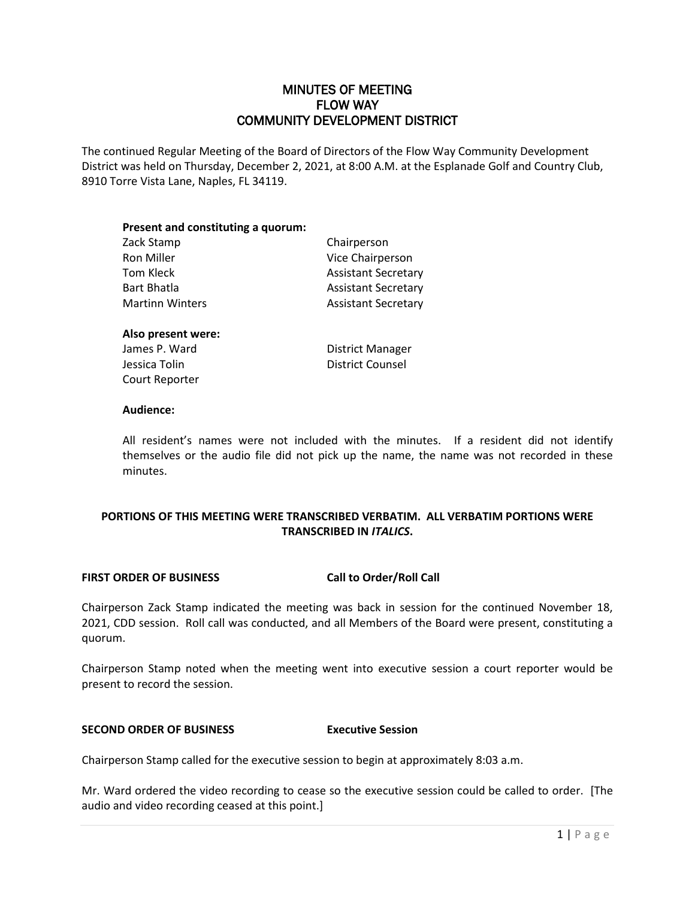# MINUTES OF MEETING
# FLOW WAY
# COMMUNITY DEVELOPMENT DISTRICT

The continued Regular Meeting of the Board of Directors of the Flow Way Community Development District was held on Thursday, December 2, 2021, at 8:00 A.M. at the Esplanade Golf and Country Club, 8910 Torre Vista Lane, Naples, FL 34119.

**Present and constituting a quorum:**

| | |
|---|---|
| Zack Stamp | Chairperson |
| Ron Miller | Vice Chairperson |
| Tom Kleck | Assistant Secretary |
| Bart Bhatla | Assistant Secretary |
| Martinn Winters | Assistant Secretary |

**Also present were:**

| | |
|---|---|
| James P. Ward | District Manager |
| Jessica Tolin | District Counsel |
| Court Reporter | |

**Audience:**

All resident's names were not included with the minutes. If a resident did not identify themselves or the audio file did not pick up the name, the name was not recorded in these minutes.

**PORTIONS OF THIS MEETING WERE TRANSCRIBED VERBATIM. ALL VERBATIM PORTIONS WERE TRANSCRIBED IN *ITALICS*.**

**FIRST ORDER OF BUSINESS** **Call to Order/Roll Call**

Chairperson Zack Stamp indicated the meeting was back in session for the continued November 18, 2021, CDD session. Roll call was conducted, and all Members of the Board were present, constituting a quorum.

Chairperson Stamp noted when the meeting went into executive session a court reporter would be present to record the session.

**SECOND ORDER OF BUSINESS** **Executive Session**

Chairperson Stamp called for the executive session to begin at approximately 8:03 a.m.

Mr. Ward ordered the video recording to cease so the executive session could be called to order. [The audio and video recording ceased at this point.]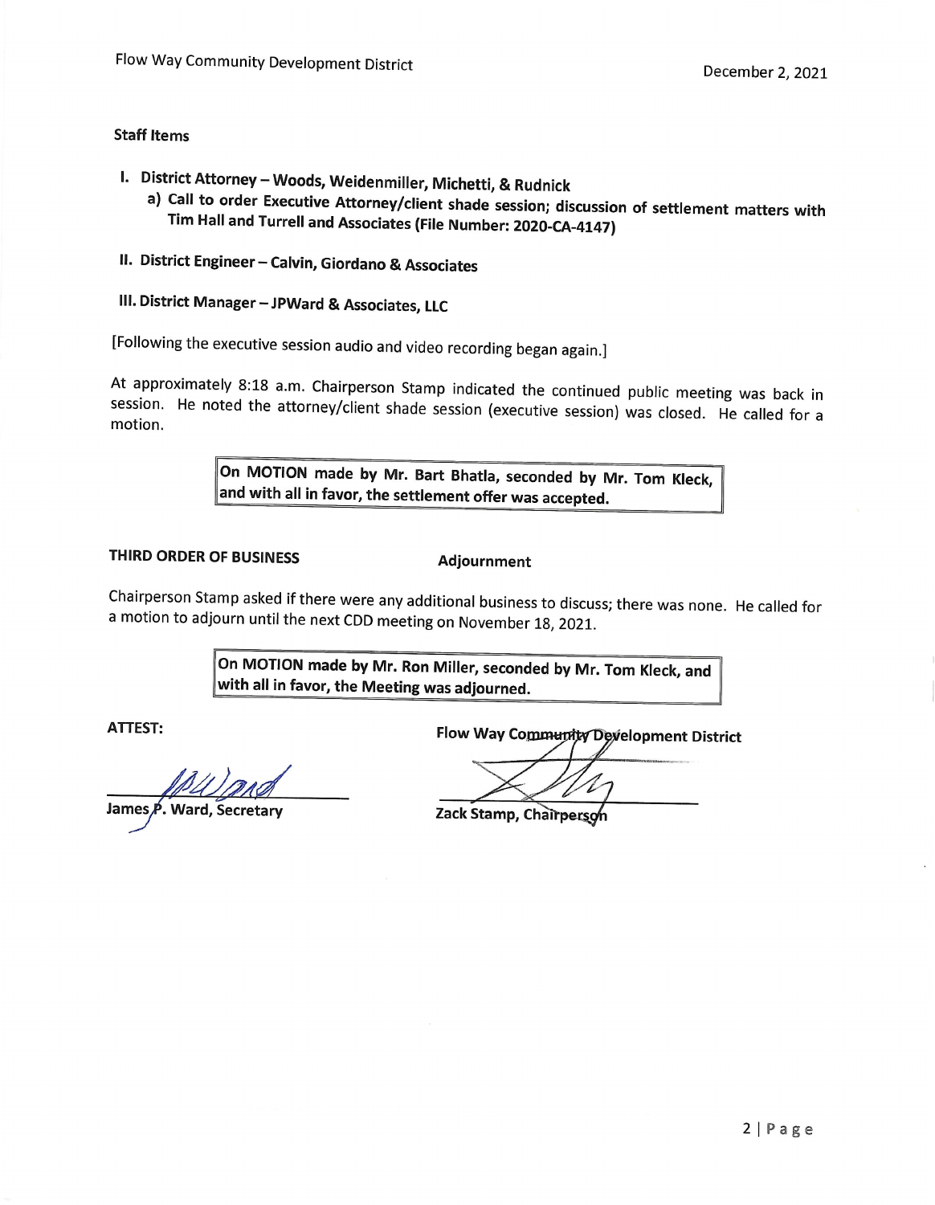**Staff Items**

I. **District Attorney – Woods, Weidenmiller, Michetti, & Rudnick**
   a) **Call to order Executive Attorney/client shade session; discussion of settlement matters with Tim Hall and Turrell and Associates (File Number: 2020-CA-4147)**

II. **District Engineer – Calvin, Giordano & Associates**

III. **District Manager – JPWard & Associates, LLC**

[Following the executive session audio and video recording began again.]

At approximately 8:18 a.m. Chairperson Stamp indicated the continued public meeting was back in session. He noted the attorney/client shade session (executive session) was closed. He called for a motion.

> **On MOTION made by Mr. Bart Bhatla, seconded by Mr. Tom Kleck, and with all in favor, the settlement offer was accepted.**

**THIRD ORDER OF BUSINESS** **Adjournment**

Chairperson Stamp asked if there were any additional business to discuss; there was none. He called for a motion to adjourn until the next CDD meeting on November 18, 2021.

> **On MOTION made by Mr. Ron Miller, seconded by Mr. Tom Kleck, and with all in favor, the Meeting was adjourned.**

**ATTEST:**

James P. Ward, Secretary

**Flow Way Community Development District**

Zack Stamp, Chairperson